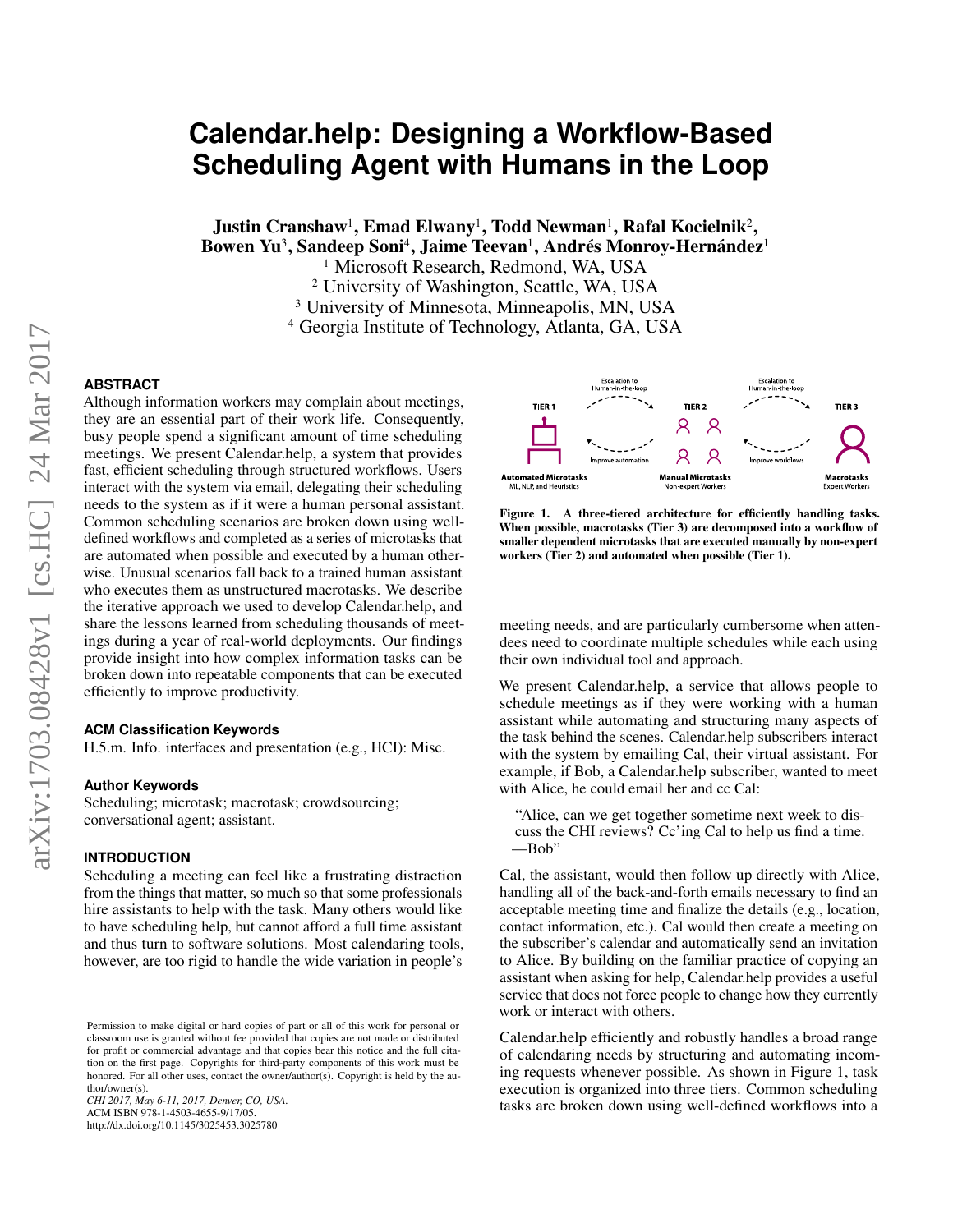# Calendar.help: Designing a Workflow-Based Scheduling Agent with Humans in the Loop

**Justin Cranshaw[1], Emad Elwany[1], Todd Newman[1], Rafal Kocielnik[2], Bowen Yu[3], Sandeep Soni[4], Jaime Teevan[1], Andrés Monroy-Hernández[1]**

[1] Microsoft Research, Redmond, WA, USA
[2] University of Washington, Seattle, WA, USA
[3] University of Minnesota, Minneapolis, MN, USA
[4] Georgia Institute of Technology, Atlanta, GA, USA

## ABSTRACT

Although information workers may complain about meetings, they are an essential part of their work life. Consequently, busy people spend a significant amount of time scheduling meetings. We present Calendar.help, a system that provides fast, efficient scheduling through structured workflows. Users interact with the system via email, delegating their scheduling needs to the system as if it were a human personal assistant. Common scheduling scenarios are broken down using well-defined workflows and completed as a series of microtasks that are automated when possible and executed by a human otherwise. Unusual scenarios fall back to a trained human assistant who executes them as unstructured macrotasks. We describe the iterative approach we used to develop Calendar.help, and share the lessons learned from scheduling thousands of meetings during a year of real-world deployments. Our findings provide insight into how complex information tasks can be broken down into repeatable components that can be executed efficiently to improve productivity.

### ACM Classification Keywords

H.5.m. Info. interfaces and presentation (e.g., HCI): Misc.

### Author Keywords

Scheduling; microtask; macrotask; crowdsourcing; conversational agent; assistant.

## INTRODUCTION

Scheduling a meeting can feel like a frustrating distraction from the things that matter, so much so that some professionals hire assistants to help with the task. Many others would like to have scheduling help, but cannot afford a full time assistant and thus turn to software solutions. Most calendaring tools, however, are too rigid to handle the wide variation in people's meeting needs, and are particularly cumbersome when attendees need to coordinate multiple schedules while each using their own individual tool and approach.

TIER 1
Automated Microtasks
ML, NLP, and Heuristics

Escalation to Human-in-the-loop
Improve automation

TIER 2
Manual Microtasks
Non-expert Workers

Escalation to Human-in-the-loop
Improve workflows

TIER 3
Macrotasks
Expert Workers

**Figure 1. A three-tiered architecture for efficiently handling tasks. When possible, macrotasks (Tier 3) are decomposed into a workflow of smaller dependent microtasks that are executed manually by non-expert workers (Tier 2) and automated when possible (Tier 1).**

We present Calendar.help, a service that allows people to schedule meetings as if they were working with a human assistant while automating and structuring many aspects of the task behind the scenes. Calendar.help subscribers interact with the system by emailing Cal, their virtual assistant. For example, if Bob, a Calendar.help subscriber, wanted to meet with Alice, he could email her and cc Cal:

> "Alice, can we get together sometime next week to discuss the CHI reviews? Cc'ing Cal to help us find a time. —Bob"

Cal, the assistant, would then follow up directly with Alice, handling all of the back-and-forth emails necessary to find an acceptable meeting time and finalize the details (e.g., location, contact information, etc.). Cal would then create a meeting on the subscriber's calendar and automatically send an invitation to Alice. By building on the familiar practice of copying an assistant when asking for help, Calendar.help provides a useful service that does not force people to change how they currently work or interact with others.

Calendar.help efficiently and robustly handles a broad range of calendaring needs by structuring and automating incoming requests whenever possible. As shown in Figure 1, task execution is organized into three tiers. Common scheduling tasks are broken down using well-defined workflows into a

Permission to make digital or hard copies of part or all of this work for personal or classroom use is granted without fee provided that copies are not made or distributed for profit or commercial advantage and that copies bear this notice and the full citation on the first page. Copyrights for third-party components of this work must be honored. For all other uses, contact the owner/author(s). Copyright is held by the author/owner(s).
*CHI 2017, May 6-11, 2017, Denver, CO, USA.*
ACM ISBN 978-1-4503-4655-9/17/05.
http://dx.doi.org/10.1145/3025453.3025780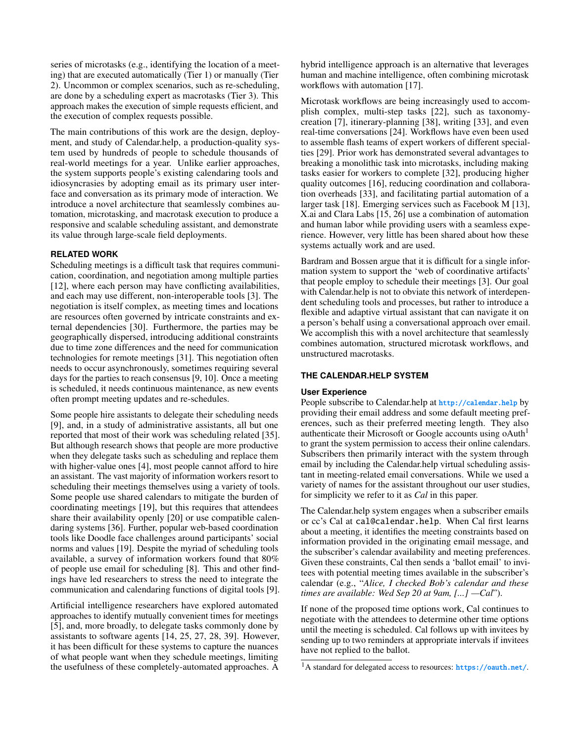series of microtasks (e.g., identifying the location of a meeting) that are executed automatically (Tier 1) or manually (Tier 2). Uncommon or complex scenarios, such as re-scheduling, are done by a scheduling expert as macrotasks (Tier 3). This approach makes the execution of simple requests efficient, and the execution of complex requests possible.

The main contributions of this work are the design, deployment, and study of Calendar.help, a production-quality system used by hundreds of people to schedule thousands of real-world meetings for a year. Unlike earlier approaches, the system supports people's existing calendaring tools and idiosyncrasies by adopting email as its primary user interface and conversation as its primary mode of interaction. We introduce a novel architecture that seamlessly combines automation, microtasking, and macrotask execution to produce a responsive and scalable scheduling assistant, and demonstrate its value through large-scale field deployments.

## RELATED WORK

Scheduling meetings is a difficult task that requires communication, coordination, and negotiation among multiple parties [12], where each person may have conflicting availabilities, and each may use different, non-interoperable tools [3]. The negotiation is itself complex, as meeting times and locations are resources often governed by intricate constraints and external dependencies [30]. Furthermore, the parties may be geographically dispersed, introducing additional constraints due to time zone differences and the need for communication technologies for remote meetings [31]. This negotiation often needs to occur asynchronously, sometimes requiring several days for the parties to reach consensus [9, 10]. Once a meeting is scheduled, it needs continuous maintenance, as new events often prompt meeting updates and re-schedules.

Some people hire assistants to delegate their scheduling needs [9], and, in a study of administrative assistants, all but one reported that most of their work was scheduling related [35]. But although research shows that people are more productive when they delegate tasks such as scheduling and replace them with higher-value ones [4], most people cannot afford to hire an assistant. The vast majority of information workers resort to scheduling their meetings themselves using a variety of tools. Some people use shared calendars to mitigate the burden of coordinating meetings [19], but this requires that attendees share their availability openly [20] or use compatible calendaring systems [36]. Further, popular web-based coordination tools like Doodle face challenges around participants' social norms and values [19]. Despite the myriad of scheduling tools available, a survey of information workers found that 80% of people use email for scheduling [8]. This and other findings have led researchers to stress the need to integrate the communication and calendaring functions of digital tools [9].

Artificial intelligence researchers have explored automated approaches to identify mutually convenient times for meetings [5], and, more broadly, to delegate tasks commonly done by assistants to software agents [14, 25, 27, 28, 39]. However, it has been difficult for these systems to capture the nuances of what people want when they schedule meetings, limiting the usefulness of these completely-automated approaches. A hybrid intelligence approach is an alternative that leverages human and machine intelligence, often combining microtask workflows with automation [17].

Microtask workflows are being increasingly used to accomplish complex, multi-step tasks [22], such as taxonomy-creation [7], itinerary-planning [38], writing [33], and even real-time conversations [24]. Workflows have even been used to assemble flash teams of expert workers of different specialties [29]. Prior work has demonstrated several advantages to breaking a monolithic task into microtasks, including making tasks easier for workers to complete [32], producing higher quality outcomes [16], reducing coordination and collaboration overheads [33], and facilitating partial automation of a larger task [18]. Emerging services such as Facebook M [13], X.ai and Clara Labs [15, 26] use a combination of automation and human labor while providing users with a seamless experience. However, very little has been shared about how these systems actually work and are used.

Bardram and Bossen argue that it is difficult for a single information system to support the 'web of coordinative artifacts' that people employ to schedule their meetings [3]. Our goal with Calendar.help is not to obviate this network of interdependent scheduling tools and processes, but rather to introduce a flexible and adaptive virtual assistant that can navigate it on a person's behalf using a conversational approach over email. We accomplish this with a novel architecture that seamlessly combines automation, structured microtask workflows, and unstructured macrotasks.

## THE CALENDAR.HELP SYSTEM

### User Experience

People subscribe to Calendar.help at http://calendar.help by providing their email address and some default meeting preferences, such as their preferred meeting length. They also authenticate their Microsoft or Google accounts using oAuth[1] to grant the system permission to access their online calendars. Subscribers then primarily interact with the system through email by including the Calendar.help virtual scheduling assistant in meeting-related email conversations. While we used a variety of names for the assistant throughout our user studies, for simplicity we refer to it as *Cal* in this paper.

The Calendar.help system engages when a subscriber emails or cc's Cal at cal@calendar.help. When Cal first learns about a meeting, it identifies the meeting constraints based on information provided in the originating email message, and the subscriber's calendar availability and meeting preferences. Given these constraints, Cal then sends a 'ballot email' to invitees with potential meeting times available in the subscriber's calendar (e.g., "*Alice, I checked Bob's calendar and these times are available: Wed Sep 20 at 9am, [...] —Cal*").

If none of the proposed time options work, Cal continues to negotiate with the attendees to determine other time options until the meeting is scheduled. Cal follows up with invitees by sending up to two reminders at appropriate intervals if invitees have not replied to the ballot.

[1] A standard for delegated access to resources: https://oauth.net/.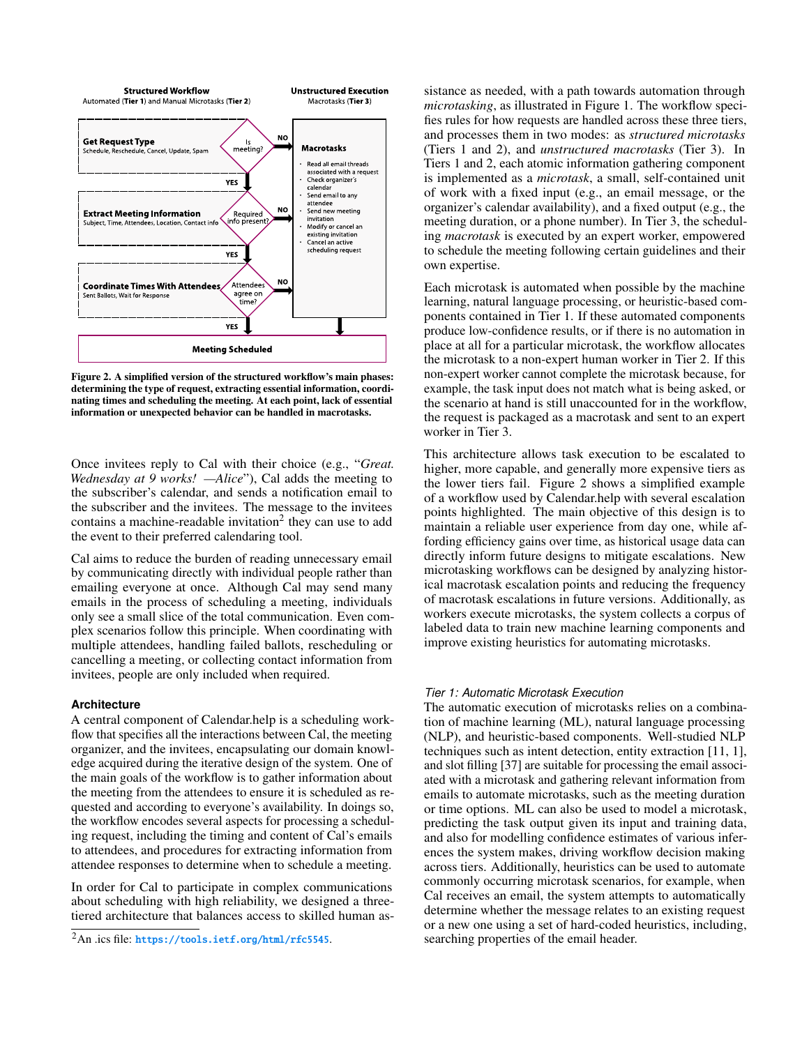**Structured Workflow**
Automated (**Tier 1**) and Manual Microtasks (**Tier 2**)

**Unstructured Execution**
Macrotasks (**Tier 3**)

**Get Request Type**
Schedule, Reschedule, Cancel, Update, Spam

Is meeting? — NO → Macrotasks; YES ↓

**Extract Meeting Information**
Subject, Time, Attendees, Location, Contact info

Required info present? — NO → Macrotasks; YES ↓

**Coordinate Times With Attendees**
Sent Ballots, Wait for Response

Attendees agree on time? — NO → Macrotasks; YES ↓

**Macrotasks**

- Read all email threads associated with a request
- Check organizer's calendar
- Send email to any attendee
- Send new meeting invitation
- Modify or cancel an existing invitation
- Cancel an active scheduling request

**Meeting Scheduled**

**Figure 2. A simplified version of the structured workflow's main phases: determining the type of request, extracting essential information, coordinating times and scheduling the meeting. At each point, lack of essential information or unexpected behavior can be handled in macrotasks.**

Once invitees reply to Cal with their choice (e.g., "*Great. Wednesday at 9 works! —Alice*"), Cal adds the meeting to the subscriber's calendar, and sends a notification email to the subscriber and the invitees. The message to the invitees contains a machine-readable invitation[2] they can use to add the event to their preferred calendaring tool.

Cal aims to reduce the burden of reading unnecessary email by communicating directly with individual people rather than emailing everyone at once. Although Cal may send many emails in the process of scheduling a meeting, individuals only see a small slice of the total communication. Even complex scenarios follow this principle. When coordinating with multiple attendees, handling failed ballots, rescheduling or cancelling a meeting, or collecting contact information from invitees, people are only included when required.

### Architecture

A central component of Calendar.help is a scheduling workflow that specifies all the interactions between Cal, the meeting organizer, and the invitees, encapsulating our domain knowledge acquired during the iterative design of the system. One of the main goals of the workflow is to gather information about the meeting from the attendees to ensure it is scheduled as requested and according to everyone's availability. In doing so, the workflow encodes several aspects for processing a scheduling request, including the timing and content of Cal's emails to attendees, and procedures for extracting information from attendee responses to determine when to schedule a meeting.

In order for Cal to participate in complex communications about scheduling with high reliability, we designed a three-tiered architecture that balances access to skilled human assistance as needed, with a path towards automation through *microtasking*, as illustrated in Figure 1. The workflow specifies rules for how requests are handled across these three tiers, and processes them in two modes: as *structured microtasks* (Tiers 1 and 2), and *unstructured macrotasks* (Tier 3). In Tiers 1 and 2, each atomic information gathering component is implemented as a *microtask*, a small, self-contained unit of work with a fixed input (e.g., an email message, or the organizer's calendar availability), and a fixed output (e.g., the meeting duration, or a phone number). In Tier 3, the scheduling *macrotask* is executed by an expert worker, empowered to schedule the meeting following certain guidelines and their own expertise.

Each microtask is automated when possible by the machine learning, natural language processing, or heuristic-based components contained in Tier 1. If these automated components produce low-confidence results, or if there is no automation in place at all for a particular microtask, the workflow allocates the microtask to a non-expert human worker in Tier 2. If this non-expert worker cannot complete the microtask because, for example, the task input does not match what is being asked, or the scenario at hand is still unaccounted for in the workflow, the request is packaged as a macrotask and sent to an expert worker in Tier 3.

This architecture allows task execution to be escalated to higher, more capable, and generally more expensive tiers as the lower tiers fail. Figure 2 shows a simplified example of a workflow used by Calendar.help with several escalation points highlighted. The main objective of this design is to maintain a reliable user experience from day one, while affording efficiency gains over time, as historical usage data can directly inform future designs to mitigate escalations. New microtasking workflows can be designed by analyzing historical macrotask escalation points and reducing the frequency of macrotask escalations in future versions. Additionally, as workers execute microtasks, the system collects a corpus of labeled data to train new machine learning components and improve existing heuristics for automating microtasks.

#### *Tier 1: Automatic Microtask Execution*

The automatic execution of microtasks relies on a combination of machine learning (ML), natural language processing (NLP), and heuristic-based components. Well-studied NLP techniques such as intent detection, entity extraction [11, 1], and slot filling [37] are suitable for processing the email associated with a microtask and gathering relevant information from emails to automate microtasks, such as the meeting duration or time options. ML can also be used to model a microtask, predicting the task output given its input and training data, and also for modelling confidence estimates of various inferences the system makes, driving workflow decision making across tiers. Additionally, heuristics can be used to automate commonly occurring microtask scenarios, for example, when Cal receives an email, the system attempts to automatically determine whether the message relates to an existing request or a new one using a set of hard-coded heuristics, including, searching properties of the email header.

[2] An .ics file: https://tools.ietf.org/html/rfc5545.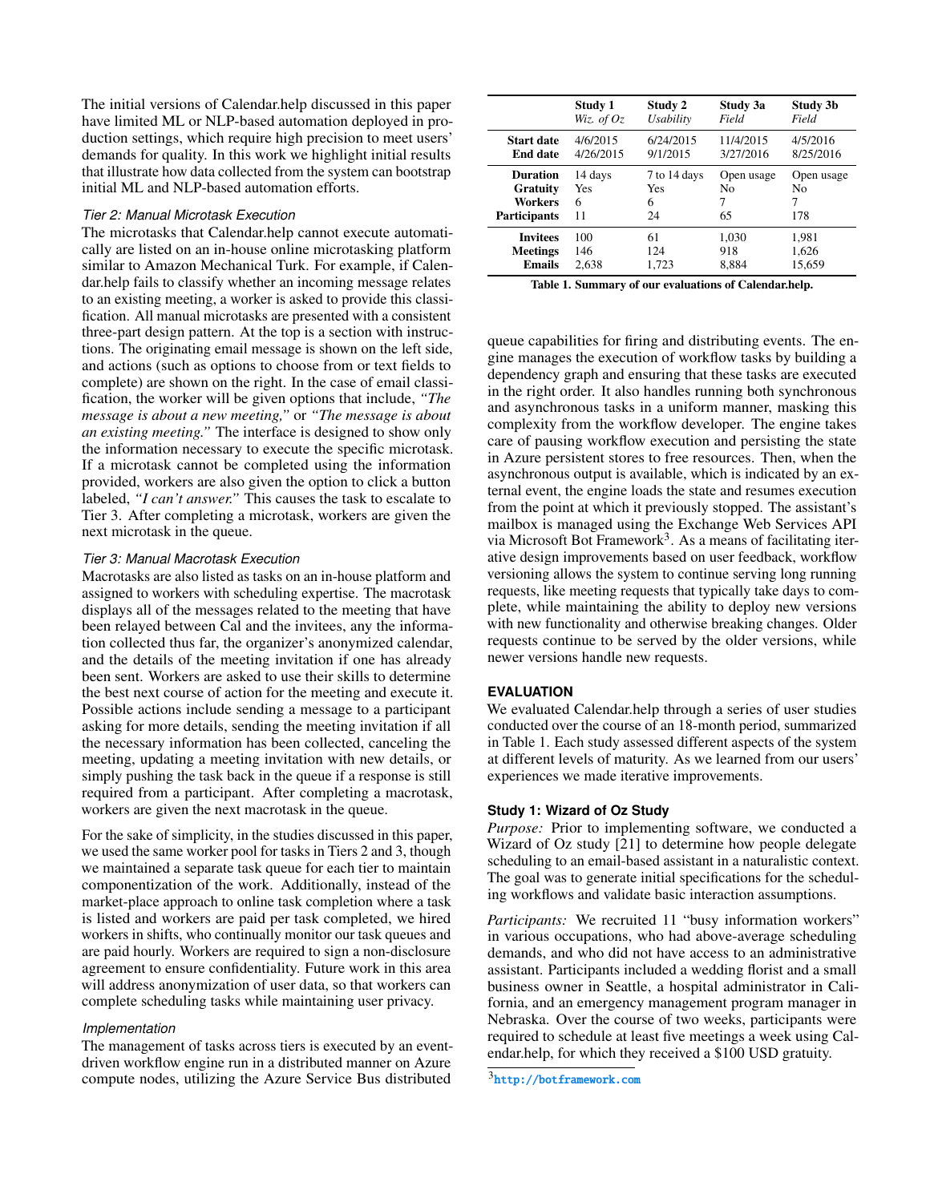The initial versions of Calendar.help discussed in this paper have limited ML or NLP-based automation deployed in production settings, which require high precision to meet users' demands for quality. In this work we highlight initial results that illustrate how data collected from the system can bootstrap initial ML and NLP-based automation efforts.

### Tier 2: Manual Microtask Execution

The microtasks that Calendar.help cannot execute automatically are listed on an in-house online microtasking platform similar to Amazon Mechanical Turk. For example, if Calendar.help fails to classify whether an incoming message relates to an existing meeting, a worker is asked to provide this classification. All manual microtasks are presented with a consistent three-part design pattern. At the top is a section with instructions. The originating email message is shown on the left side, and actions (such as options to choose from or text fields to complete) are shown on the right. In the case of email classification, the worker will be given options that include, *"The message is about a new meeting,"* or *"The message is about an existing meeting."* The interface is designed to show only the information necessary to execute the specific microtask. If a microtask cannot be completed using the information provided, workers are also given the option to click a button labeled, *"I can't answer."* This causes the task to escalate to Tier 3. After completing a microtask, workers are given the next microtask in the queue.

### Tier 3: Manual Macrotask Execution

Macrotasks are also listed as tasks on an in-house platform and assigned to workers with scheduling expertise. The macrotask displays all of the messages related to the meeting that have been relayed between Cal and the invitees, any the information collected thus far, the organizer's anonymized calendar, and the details of the meeting invitation if one has already been sent. Workers are asked to use their skills to determine the best next course of action for the meeting and execute it. Possible actions include sending a message to a participant asking for more details, sending the meeting invitation if all the necessary information has been collected, canceling the meeting, updating a meeting invitation with new details, or simply pushing the task back in the queue if a response is still required from a participant. After completing a macrotask, workers are given the next macrotask in the queue.

For the sake of simplicity, in the studies discussed in this paper, we used the same worker pool for tasks in Tiers 2 and 3, though we maintained a separate task queue for each tier to maintain componentization of the work. Additionally, instead of the market-place approach to online task completion where a task is listed and workers are paid per task completed, we hired workers in shifts, who continually monitor our task queues and are paid hourly. Workers are required to sign a non-disclosure agreement to ensure confidentiality. Future work in this area will address anonymization of user data, so that workers can complete scheduling tasks while maintaining user privacy.

### Implementation

The management of tasks across tiers is executed by an event-driven workflow engine run in a distributed manner on Azure compute nodes, utilizing the Azure Service Bus distributed queue capabilities for firing and distributing events. The engine manages the execution of workflow tasks by building a dependency graph and ensuring that these tasks are executed in the right order. It also handles running both synchronous and asynchronous tasks in a uniform manner, masking this complexity from the workflow developer. The engine takes care of pausing workflow execution and persisting the state in Azure persistent stores to free resources. Then, when the asynchronous output is available, which is indicated by an external event, the engine loads the state and resumes execution from the point at which it previously stopped. The assistant's mailbox is managed using the Exchange Web Services API via Microsoft Bot Framework[3]. As a means of facilitating iterative design improvements based on user feedback, workflow versioning allows the system to continue serving long running requests, like meeting requests that typically take days to complete, while maintaining the ability to deploy new versions with new functionality and otherwise breaking changes. Older requests continue to be served by the older versions, while newer versions handle new requests.

| | Study 1 *Wiz. of Oz* | Study 2 *Usability* | Study 3a *Field* | Study 3b *Field* |
|---|---|---|---|---|
| **Start date** | 4/6/2015 | 6/24/2015 | 11/4/2015 | 4/5/2016 |
| **End date** | 4/26/2015 | 9/1/2015 | 3/27/2016 | 8/25/2016 |
| **Duration** | 14 days | 7 to 14 days | Open usage | Open usage |
| **Gratuity** | Yes | Yes | No | No |
| **Workers** | 6 | 6 | 7 | 7 |
| **Participants** | 11 | 24 | 65 | 178 |
| **Invitees** | 100 | 61 | 1,030 | 1,981 |
| **Meetings** | 146 | 124 | 918 | 1,626 |
| **Emails** | 2,638 | 1,723 | 8,884 | 15,659 |

**Table 1. Summary of our evaluations of Calendar.help.**

## EVALUATION

We evaluated Calendar.help through a series of user studies conducted over the course of an 18-month period, summarized in Table 1. Each study assessed different aspects of the system at different levels of maturity. As we learned from our users' experiences we made iterative improvements.

### Study 1: Wizard of Oz Study

*Purpose:* Prior to implementing software, we conducted a Wizard of Oz study [21] to determine how people delegate scheduling to an email-based assistant in a naturalistic context. The goal was to generate initial specifications for the scheduling workflows and validate basic interaction assumptions.

*Participants:* We recruited 11 "busy information workers" in various occupations, who had above-average scheduling demands, and who did not have access to an administrative assistant. Participants included a wedding florist and a small business owner in Seattle, a hospital administrator in California, and an emergency management program manager in Nebraska. Over the course of two weeks, participants were required to schedule at least five meetings a week using Calendar.help, for which they received a $100 USD gratuity.

[3] http://botframework.com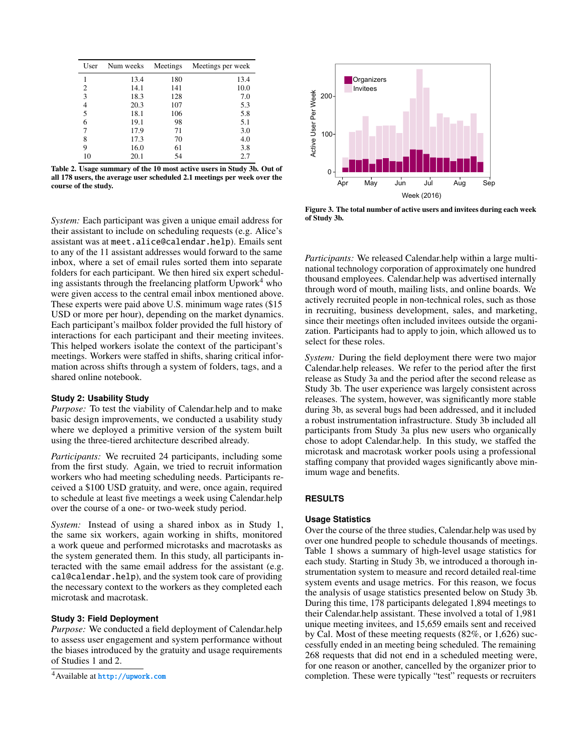| User | Num weeks | Meetings | Meetings per week |
|---|---|---|---|
| 1 | 13.4 | 180 | 13.4 |
| 2 | 14.1 | 141 | 10.0 |
| 3 | 18.3 | 128 | 7.0 |
| 4 | 20.3 | 107 | 5.3 |
| 5 | 18.1 | 106 | 5.8 |
| 6 | 19.1 | 98 | 5.1 |
| 7 | 17.9 | 71 | 3.0 |
| 8 | 17.3 | 70 | 4.0 |
| 9 | 16.0 | 61 | 3.8 |
| 10 | 20.1 | 54 | 2.7 |

**Table 2. Usage summary of the 10 most active users in Study 3b. Out of all 178 users, the average user scheduled 2.1 meetings per week over the course of the study.**

*System:* Each participant was given a unique email address for their assistant to include on scheduling requests (e.g. Alice's assistant was at meet.alice@calendar.help). Emails sent to any of the 11 assistant addresses would forward to the same inbox, where a set of email rules sorted them into separate folders for each participant. We then hired six expert scheduling assistants through the freelancing platform Upwork[4] who were given access to the central email inbox mentioned above. These experts were paid above U.S. minimum wage rates ($15 USD or more per hour), depending on the market dynamics. Each participant's mailbox folder provided the full history of interactions for each participant and their meeting invitees. This helped workers isolate the context of the participant's meetings. Workers were staffed in shifts, sharing critical information across shifts through a system of folders, tags, and a shared online notebook.

### Study 2: Usability Study

*Purpose:* To test the viability of Calendar.help and to make basic design improvements, we conducted a usability study where we deployed a primitive version of the system built using the three-tiered architecture described already.

*Participants:* We recruited 24 participants, including some from the first study. Again, we tried to recruit information workers who had meeting scheduling needs. Participants received a $100 USD gratuity, and were, once again, required to schedule at least five meetings a week using Calendar.help over the course of a one- or two-week study period.

*System:* Instead of using a shared inbox as in Study 1, the same six workers, again working in shifts, monitored a work queue and performed microtasks and macrotasks as the system generated them. In this study, all participants interacted with the same email address for the assistant (e.g. cal@calendar.help), and the system took care of providing the necessary context to the workers as they completed each microtask and macrotask.

### Study 3: Field Deployment

*Purpose:* We conducted a field deployment of Calendar.help to assess user engagement and system performance without the biases introduced by the gratuity and usage requirements of Studies 1 and 2.

[4] Available at http://upwork.com

**Figure 3. The total number of active users and invitees during each week of Study 3b.**

*Participants:* We released Calendar.help within a large multinational technology corporation of approximately one hundred thousand employees. Calendar.help was advertised internally through word of mouth, mailing lists, and online boards. We actively recruited people in non-technical roles, such as those in recruiting, business development, sales, and marketing, since their meetings often included invitees outside the organization. Participants had to apply to join, which allowed us to select for these roles.

*System:* During the field deployment there were two major Calendar.help releases. We refer to the period after the first release as Study 3a and the period after the second release as Study 3b. The user experience was largely consistent across releases. The system, however, was significantly more stable during 3b, as several bugs had been addressed, and it included a robust instrumentation infrastructure. Study 3b included all participants from Study 3a plus new users who organically chose to adopt Calendar.help. In this study, we staffed the microtask and macrotask worker pools using a professional staffing company that provided wages significantly above minimum wage and benefits.

## RESULTS

### Usage Statistics

Over the course of the three studies, Calendar.help was used by over one hundred people to schedule thousands of meetings. Table 1 shows a summary of high-level usage statistics for each study. Starting in Study 3b, we introduced a thorough instrumentation system to measure and record detailed real-time system events and usage metrics. For this reason, we focus the analysis of usage statistics presented below on Study 3b. During this time, 178 participants delegated 1,894 meetings to their Calendar.help assistant. These involved a total of 1,981 unique meeting invitees, and 15,659 emails sent and received by Cal. Most of these meeting requests (82%, or 1,626) successfully ended in an meeting being scheduled. The remaining 268 requests that did not end in a scheduled meeting were, for one reason or another, cancelled by the organizer prior to completion. These were typically "test" requests or recruiters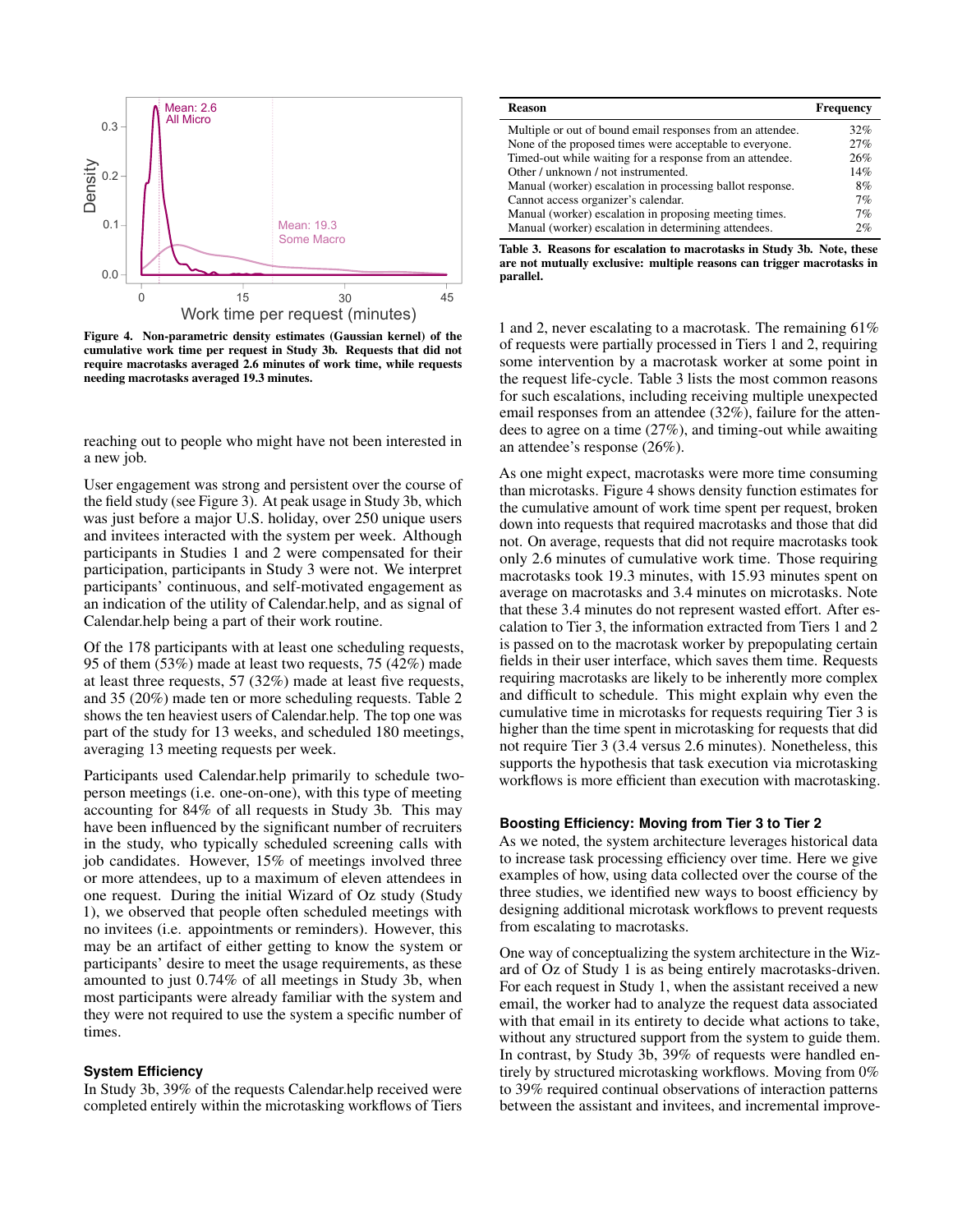Figure 4. Non-parametric density estimates (Gaussian kernel) of the cumulative work time per request in Study 3b. Requests that did not require macrotasks averaged 2.6 minutes of work time, while requests needing macrotasks averaged 19.3 minutes.

reaching out to people who might have not been interested in a new job.

User engagement was strong and persistent over the course of the field study (see Figure 3). At peak usage in Study 3b, which was just before a major U.S. holiday, over 250 unique users and invitees interacted with the system per week. Although participants in Studies 1 and 2 were compensated for their participation, participants in Study 3 were not. We interpret participants' continuous, and self-motivated engagement as an indication of the utility of Calendar.help, and as signal of Calendar.help being a part of their work routine.

Of the 178 participants with at least one scheduling requests, 95 of them (53%) made at least two requests, 75 (42%) made at least three requests, 57 (32%) made at least five requests, and 35 (20%) made ten or more scheduling requests. Table 2 shows the ten heaviest users of Calendar.help. The top one was part of the study for 13 weeks, and scheduled 180 meetings, averaging 13 meeting requests per week.

Participants used Calendar.help primarily to schedule two-person meetings (i.e. one-on-one), with this type of meeting accounting for 84% of all requests in Study 3b. This may have been influenced by the significant number of recruiters in the study, who typically scheduled screening calls with job candidates. However, 15% of meetings involved three or more attendees, up to a maximum of eleven attendees in one request. During the initial Wizard of Oz study (Study 1), we observed that people often scheduled meetings with no invitees (i.e. appointments or reminders). However, this may be an artifact of either getting to know the system or participants' desire to meet the usage requirements, as these amounted to just 0.74% of all meetings in Study 3b, when most participants were already familiar with the system and they were not required to use the system a specific number of times.

### System Efficiency

In Study 3b, 39% of the requests Calendar.help received were completed entirely within the microtasking workflows of Tiers 1 and 2, never escalating to a macrotask. The remaining 61% of requests were partially processed in Tiers 1 and 2, requiring some intervention by a macrotask worker at some point in the request life-cycle. Table 3 lists the most common reasons for such escalations, including receiving multiple unexpected email responses from an attendee (32%), failure for the attendees to agree on a time (27%), and timing-out while awaiting an attendee's response (26%).

| Reason | Frequency |
|---|---|
| Multiple or out of bound email responses from an attendee. | 32% |
| None of the proposed times were acceptable to everyone. | 27% |
| Timed-out while waiting for a response from an attendee. | 26% |
| Other / unknown / not instrumented. | 14% |
| Manual (worker) escalation in processing ballot response. | 8% |
| Cannot access organizer's calendar. | 7% |
| Manual (worker) escalation in proposing meeting times. | 7% |
| Manual (worker) escalation in determining attendees. | 2% |

**Table 3. Reasons for escalation to macrotasks in Study 3b. Note, these are not mutually exclusive: multiple reasons can trigger macrotasks in parallel.**

As one might expect, macrotasks were more time consuming than microtasks. Figure 4 shows density function estimates for the cumulative amount of work time spent per request, broken down into requests that required macrotasks and those that did not. On average, requests that did not require macrotasks took only 2.6 minutes of cumulative work time. Those requiring macrotasks took 19.3 minutes, with 15.93 minutes spent on average on macrotasks and 3.4 minutes on microtasks. Note that these 3.4 minutes do not represent wasted effort. After escalation to Tier 3, the information extracted from Tiers 1 and 2 is passed on to the macrotask worker by prepopulating certain fields in their user interface, which saves them time. Requests requiring macrotasks are likely to be inherently more complex and difficult to schedule. This might explain why even the cumulative time in microtasks for requests requiring Tier 3 is higher than the time spent in microtasking for requests that did not require Tier 3 (3.4 versus 2.6 minutes). Nonetheless, this supports the hypothesis that task execution via microtasking workflows is more efficient than execution with macrotasking.

### Boosting Efficiency: Moving from Tier 3 to Tier 2

As we noted, the system architecture leverages historical data to increase task processing efficiency over time. Here we give examples of how, using data collected over the course of the three studies, we identified new ways to boost efficiency by designing additional microtask workflows to prevent requests from escalating to macrotasks.

One way of conceptualizing the system architecture in the Wizard of Oz of Study 1 is as being entirely macrotasks-driven. For each request in Study 1, when the assistant received a new email, the worker had to analyze the request data associated with that email in its entirety to decide what actions to take, without any structured support from the system to guide them. In contrast, by Study 3b, 39% of requests were handled entirely by structured microtasking workflows. Moving from 0% to 39% required continual observations of interaction patterns between the assistant and invitees, and incremental improve-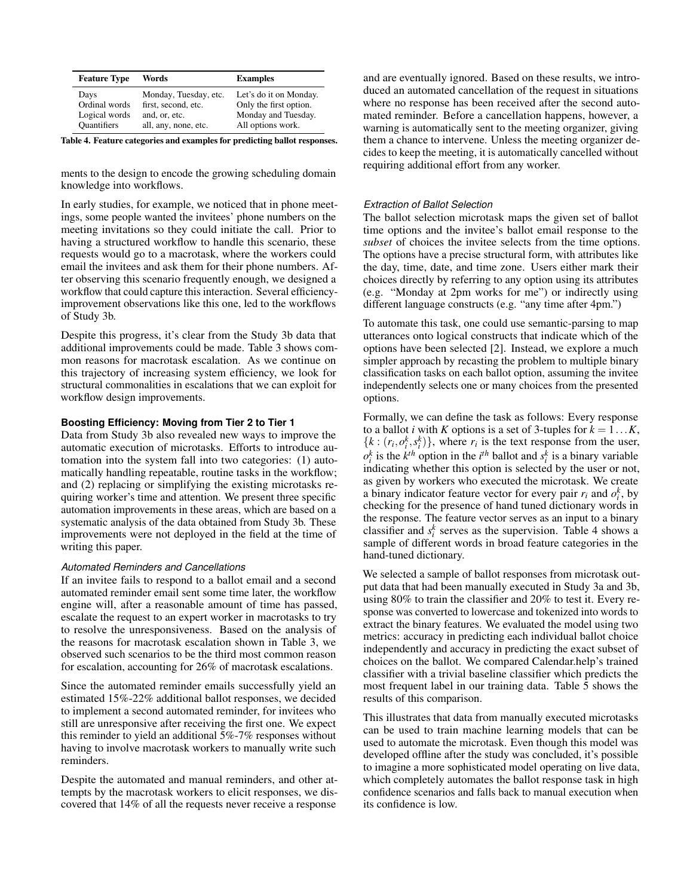| Feature Type | Words | Examples |
|---|---|---|
| Days | Monday, Tuesday, etc. | Let's do it on Monday. |
| Ordinal words | first, second, etc. | Only the first option. |
| Logical words | and, or, etc. | Monday and Tuesday. |
| Quantifiers | all, any, none, etc. | All options work. |

**Table 4. Feature categories and examples for predicting ballot responses.**

ments to the design to encode the growing scheduling domain knowledge into workflows.

In early studies, for example, we noticed that in phone meetings, some people wanted the invitees' phone numbers on the meeting invitations so they could initiate the call. Prior to having a structured workflow to handle this scenario, these requests would go to a macrotask, where the workers could email the invitees and ask them for their phone numbers. After observing this scenario frequently enough, we designed a workflow that could capture this interaction. Several efficiency-improvement observations like this one, led to the workflows of Study 3b.

Despite this progress, it's clear from the Study 3b data that additional improvements could be made. Table 3 shows common reasons for macrotask escalation. As we continue on this trajectory of increasing system efficiency, we look for structural commonalities in escalations that we can exploit for workflow design improvements.

### Boosting Efficiency: Moving from Tier 2 to Tier 1

Data from Study 3b also revealed new ways to improve the automatic execution of microtasks. Efforts to introduce automation into the system fall into two categories: (1) automatically handling repeatable, routine tasks in the workflow; and (2) replacing or simplifying the existing microtasks requiring worker's time and attention. We present three specific automation improvements in these areas, which are based on a systematic analysis of the data obtained from Study 3b. These improvements were not deployed in the field at the time of writing this paper.

#### *Automated Reminders and Cancellations*

If an invitee fails to respond to a ballot email and a second automated reminder email sent some time later, the workflow engine will, after a reasonable amount of time has passed, escalate the request to an expert worker in macrotasks to try to resolve the unresponsiveness. Based on the analysis of the reasons for macrotask escalation shown in Table 3, we observed such scenarios to be the third most common reason for escalation, accounting for 26% of macrotask escalations.

Since the automated reminder emails successfully yield an estimated 15%-22% additional ballot responses, we decided to implement a second automated reminder, for invitees who still are unresponsive after receiving the first one. We expect this reminder to yield an additional 5%-7% responses without having to involve macrotask workers to manually write such reminders.

Despite the automated and manual reminders, and other attempts by the macrotask workers to elicit responses, we discovered that 14% of all the requests never receive a response and are eventually ignored. Based on these results, we introduced an automated cancellation of the request in situations where no response has been received after the second automated reminder. Before a cancellation happens, however, a warning is automatically sent to the meeting organizer, giving them a chance to intervene. Unless the meeting organizer decides to keep the meeting, it is automatically cancelled without requiring additional effort from any worker.

#### *Extraction of Ballot Selection*

The ballot selection microtask maps the given set of ballot time options and the invitee's ballot email response to the *subset* of choices the invitee selects from the time options. The options have a precise structural form, with attributes like the day, time, date, and time zone. Users either mark their choices directly by referring to any option using its attributes (e.g. "Monday at 2pm works for me") or indirectly using different language constructs (e.g. "any time after 4pm.")

To automate this task, one could use semantic-parsing to map utterances onto logical constructs that indicate which of the options have been selected [2]. Instead, we explore a much simpler approach by recasting the problem to multiple binary classification tasks on each ballot option, assuming the invitee independently selects one or many choices from the presented options.

Formally, we can define the task as follows: Every response to a ballot $i$ with $K$ options is a set of 3-tuples for $k = 1 \dots K$, $\{k : (r_i, o_i^k, s_i^k)\}$, where $r_i$ is the text response from the user, $o_i^k$ is the $k^{th}$ option in the $i^{th}$ ballot and $s_i^k$ is a binary variable indicating whether this option is selected by the user or not, as given by workers who executed the microtask. We create a binary indicator feature vector for every pair $r_i$ and $o_i^k$, by checking for the presence of hand tuned dictionary words in the response. The feature vector serves as an input to a binary classifier and $s_i^k$ serves as the supervision. Table 4 shows a sample of different words in broad feature categories in the hand-tuned dictionary.

We selected a sample of ballot responses from microtask output data that had been manually executed in Study 3a and 3b, using 80% to train the classifier and 20% to test it. Every response was converted to lowercase and tokenized into words to extract the binary features. We evaluated the model using two metrics: accuracy in predicting each individual ballot choice independently and accuracy in predicting the exact subset of choices on the ballot. We compared Calendar.help's trained classifier with a trivial baseline classifier which predicts the most frequent label in our training data. Table 5 shows the results of this comparison.

This illustrates that data from manually executed microtasks can be used to train machine learning models that can be used to automate the microtask. Even though this model was developed offline after the study was concluded, it's possible to imagine a more sophisticated model operating on live data, which completely automates the ballot response task in high confidence scenarios and falls back to manual execution when its confidence is low.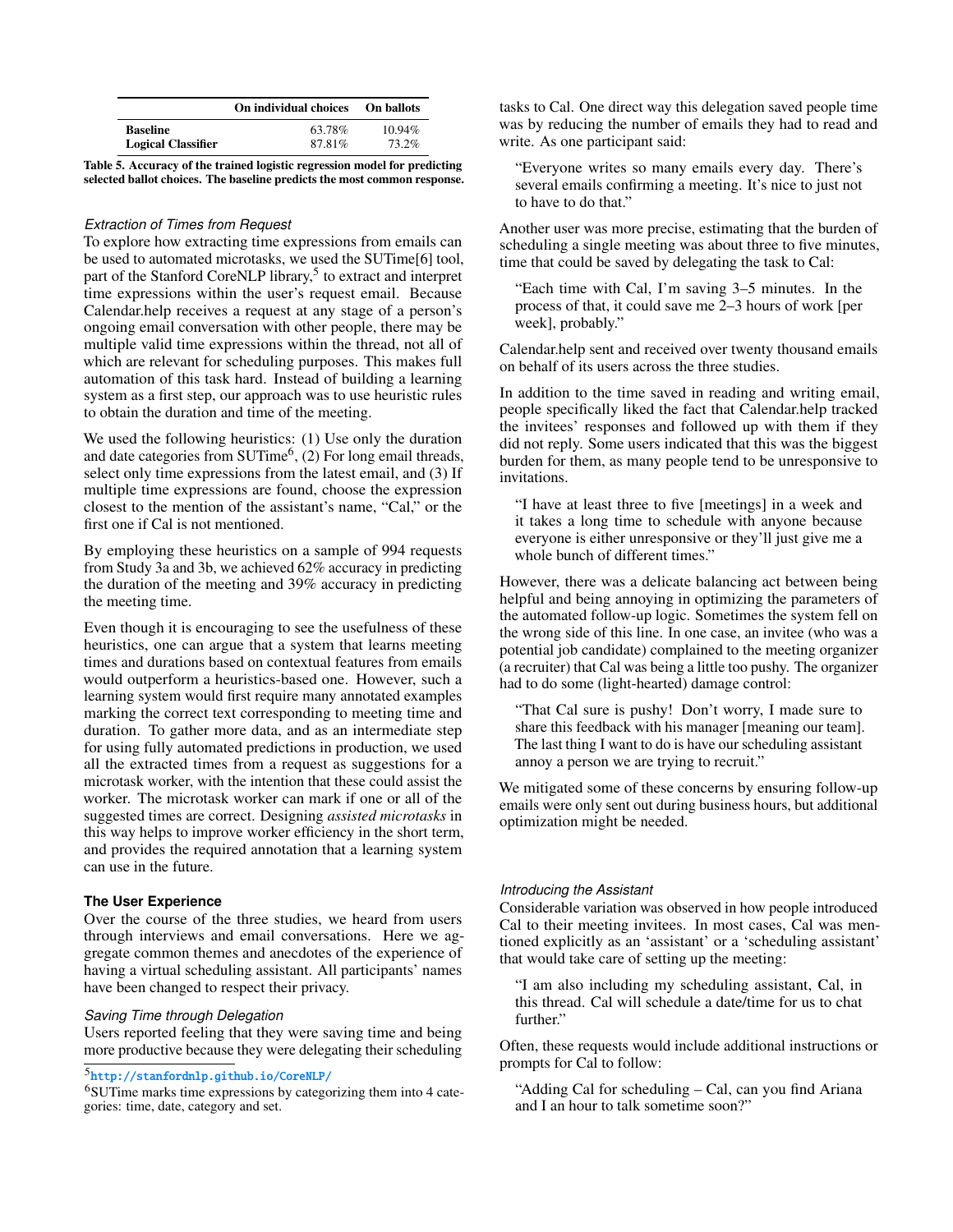| | On individual choices | On ballots |
|---|---|---|
| **Baseline** | 63.78% | 10.94% |
| **Logical Classifier** | 87.81% | 73.2% |

**Table 5. Accuracy of the trained logistic regression model for predicting selected ballot choices. The baseline predicts the most common response.**

### *Extraction of Times from Request*

To explore how extracting time expressions from emails can be used to automated microtasks, we used the SUTime[6] tool, part of the Stanford CoreNLP library,[5] to extract and interpret time expressions within the user's request email. Because Calendar.help receives a request at any stage of a person's ongoing email conversation with other people, there may be multiple valid time expressions within the thread, not all of which are relevant for scheduling purposes. This makes full automation of this task hard. Instead of building a learning system as a first step, our approach was to use heuristic rules to obtain the duration and time of the meeting.

We used the following heuristics: (1) Use only the duration and date categories from SUTime[6], (2) For long email threads, select only time expressions from the latest email, and (3) If multiple time expressions are found, choose the expression closest to the mention of the assistant's name, "Cal," or the first one if Cal is not mentioned.

By employing these heuristics on a sample of 994 requests from Study 3a and 3b, we achieved 62% accuracy in predicting the duration of the meeting and 39% accuracy in predicting the meeting time.

Even though it is encouraging to see the usefulness of these heuristics, one can argue that a system that learns meeting times and durations based on contextual features from emails would outperform a heuristics-based one. However, such a learning system would first require many annotated examples marking the correct text corresponding to meeting time and duration. To gather more data, and as an intermediate step for using fully automated predictions in production, we used all the extracted times from a request as suggestions for a microtask worker, with the intention that these could assist the worker. The microtask worker can mark if one or all of the suggested times are correct. Designing *assisted microtasks* in this way helps to improve worker efficiency in the short term, and provides the required annotation that a learning system can use in the future.

## The User Experience

Over the course of the three studies, we heard from users through interviews and email conversations. Here we aggregate common themes and anecdotes of the experience of having a virtual scheduling assistant. All participants' names have been changed to respect their privacy.

### *Saving Time through Delegation*

Users reported feeling that they were saving time and being more productive because they were delegating their scheduling tasks to Cal. One direct way this delegation saved people time was by reducing the number of emails they had to read and write. As one participant said:

> "Everyone writes so many emails every day. There's several emails confirming a meeting. It's nice to just not to have to do that."

Another user was more precise, estimating that the burden of scheduling a single meeting was about three to five minutes, time that could be saved by delegating the task to Cal:

> "Each time with Cal, I'm saving 3–5 minutes. In the process of that, it could save me 2–3 hours of work [per week], probably."

Calendar.help sent and received over twenty thousand emails on behalf of its users across the three studies.

In addition to the time saved in reading and writing email, people specifically liked the fact that Calendar.help tracked the invitees' responses and followed up with them if they did not reply. Some users indicated that this was the biggest burden for them, as many people tend to be unresponsive to invitations.

> "I have at least three to five [meetings] in a week and it takes a long time to schedule with anyone because everyone is either unresponsive or they'll just give me a whole bunch of different times."

However, there was a delicate balancing act between being helpful and being annoying in optimizing the parameters of the automated follow-up logic. Sometimes the system fell on the wrong side of this line. In one case, an invitee (who was a potential job candidate) complained to the meeting organizer (a recruiter) that Cal was being a little too pushy. The organizer had to do some (light-hearted) damage control:

> "That Cal sure is pushy! Don't worry, I made sure to share this feedback with his manager [meaning our team]. The last thing I want to do is have our scheduling assistant annoy a person we are trying to recruit."

We mitigated some of these concerns by ensuring follow-up emails were only sent out during business hours, but additional optimization might be needed.

### *Introducing the Assistant*

Considerable variation was observed in how people introduced Cal to their meeting invitees. In most cases, Cal was mentioned explicitly as an 'assistant' or a 'scheduling assistant' that would take care of setting up the meeting:

> "I am also including my scheduling assistant, Cal, in this thread. Cal will schedule a date/time for us to chat further."

Often, these requests would include additional instructions or prompts for Cal to follow:

> "Adding Cal for scheduling – Cal, can you find Ariana and I an hour to talk sometime soon?"

[5] http://stanfordnlp.github.io/CoreNLP/

[6] SUTime marks time expressions by categorizing them into 4 categories: time, date, category and set.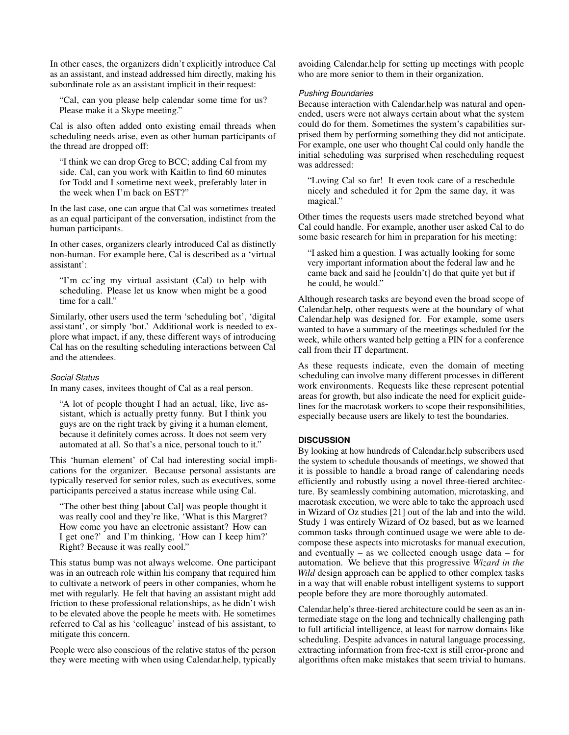In other cases, the organizers didn't explicitly introduce Cal as an assistant, and instead addressed him directly, making his subordinate role as an assistant implicit in their request:

> "Cal, can you please help calendar some time for us? Please make it a Skype meeting."

Cal is also often added onto existing email threads when scheduling needs arise, even as other human participants of the thread are dropped off:

> "I think we can drop Greg to BCC; adding Cal from my side. Cal, can you work with Kaitlin to find 60 minutes for Todd and I sometime next week, preferably later in the week when I'm back on EST?"

In the last case, one can argue that Cal was sometimes treated as an equal participant of the conversation, indistinct from the human participants.

In other cases, organizers clearly introduced Cal as distinctly non-human. For example here, Cal is described as a 'virtual assistant':

> "I'm cc'ing my virtual assistant (Cal) to help with scheduling. Please let us know when might be a good time for a call."

Similarly, other users used the term 'scheduling bot', 'digital assistant', or simply 'bot.' Additional work is needed to explore what impact, if any, these different ways of introducing Cal has on the resulting scheduling interactions between Cal and the attendees.

#### *Social Status*

In many cases, invitees thought of Cal as a real person.

> "A lot of people thought I had an actual, like, live assistant, which is actually pretty funny. But I think you guys are on the right track by giving it a human element, because it definitely comes across. It does not seem very automated at all. So that's a nice, personal touch to it."

This 'human element' of Cal had interesting social implications for the organizer. Because personal assistants are typically reserved for senior roles, such as executives, some participants perceived a status increase while using Cal.

> "The other best thing [about Cal] was people thought it was really cool and they're like, 'What is this Margret? How come you have an electronic assistant? How can I get one?' and I'm thinking, 'How can I keep him?' Right? Because it was really cool."

This status bump was not always welcome. One participant was in an outreach role within his company that required him to cultivate a network of peers in other companies, whom he met with regularly. He felt that having an assistant might add friction to these professional relationships, as he didn't wish to be elevated above the people he meets with. He sometimes referred to Cal as his 'colleague' instead of his assistant, to mitigate this concern.

People were also conscious of the relative status of the person they were meeting with when using Calendar.help, typically avoiding Calendar.help for setting up meetings with people who are more senior to them in their organization.

#### *Pushing Boundaries*

Because interaction with Calendar.help was natural and open-ended, users were not always certain about what the system could do for them. Sometimes the system's capabilities surprised them by performing something they did not anticipate. For example, one user who thought Cal could only handle the initial scheduling was surprised when rescheduling request was addressed:

> "Loving Cal so far! It even took care of a reschedule nicely and scheduled it for 2pm the same day, it was magical."

Other times the requests users made stretched beyond what Cal could handle. For example, another user asked Cal to do some basic research for him in preparation for his meeting:

> "I asked him a question. I was actually looking for some very important information about the federal law and he came back and said he [couldn't] do that quite yet but if he could, he would."

Although research tasks are beyond even the broad scope of Calendar.help, other requests were at the boundary of what Calendar.help was designed for. For example, some users wanted to have a summary of the meetings scheduled for the week, while others wanted help getting a PIN for a conference call from their IT department.

As these requests indicate, even the domain of meeting scheduling can involve many different processes in different work environments. Requests like these represent potential areas for growth, but also indicate the need for explicit guidelines for the macrotask workers to scope their responsibilities, especially because users are likely to test the boundaries.

## DISCUSSION

By looking at how hundreds of Calendar.help subscribers used the system to schedule thousands of meetings, we showed that it is possible to handle a broad range of calendaring needs efficiently and robustly using a novel three-tiered architecture. By seamlessly combining automation, microtasking, and macrotask execution, we were able to take the approach used in Wizard of Oz studies [21] out of the lab and into the wild. Study 1 was entirely Wizard of Oz based, but as we learned common tasks through continued usage we were able to decompose these aspects into microtasks for manual execution, and eventually – as we collected enough usage data – for automation. We believe that this progressive *Wizard in the Wild* design approach can be applied to other complex tasks in a way that will enable robust intelligent systems to support people before they are more thoroughly automated.

Calendar.help's three-tiered architecture could be seen as an intermediate stage on the long and technically challenging path to full artificial intelligence, at least for narrow domains like scheduling. Despite advances in natural language processing, extracting information from free-text is still error-prone and algorithms often make mistakes that seem trivial to humans.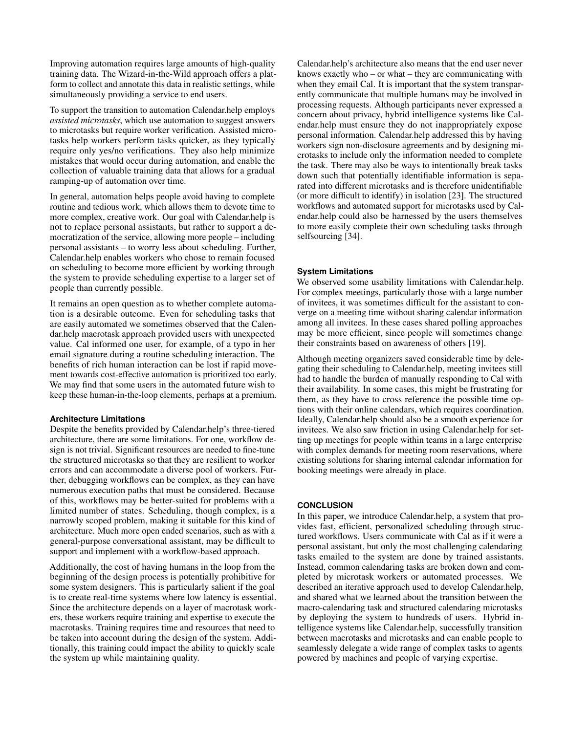Improving automation requires large amounts of high-quality training data. The Wizard-in-the-Wild approach offers a platform to collect and annotate this data in realistic settings, while simultaneously providing a service to end users.

To support the transition to automation Calendar.help employs *assisted microtasks*, which use automation to suggest answers to microtasks but require worker verification. Assisted microtasks help workers perform tasks quicker, as they typically require only yes/no verifications. They also help minimize mistakes that would occur during automation, and enable the collection of valuable training data that allows for a gradual ramping-up of automation over time.

In general, automation helps people avoid having to complete routine and tedious work, which allows them to devote time to more complex, creative work. Our goal with Calendar.help is not to replace personal assistants, but rather to support a democratization of the service, allowing more people – including personal assistants – to worry less about scheduling. Further, Calendar.help enables workers who chose to remain focused on scheduling to become more efficient by working through the system to provide scheduling expertise to a larger set of people than currently possible.

It remains an open question as to whether complete automation is a desirable outcome. Even for scheduling tasks that are easily automated we sometimes observed that the Calendar.help macrotask approach provided users with unexpected value. Cal informed one user, for example, of a typo in her email signature during a routine scheduling interaction. The benefits of rich human interaction can be lost if rapid movement towards cost-effective automation is prioritized too early. We may find that some users in the automated future wish to keep these human-in-the-loop elements, perhaps at a premium.

### Architecture Limitations

Despite the benefits provided by Calendar.help's three-tiered architecture, there are some limitations. For one, workflow design is not trivial. Significant resources are needed to fine-tune the structured microtasks so that they are resilient to worker errors and can accommodate a diverse pool of workers. Further, debugging workflows can be complex, as they can have numerous execution paths that must be considered. Because of this, workflows may be better-suited for problems with a limited number of states. Scheduling, though complex, is a narrowly scoped problem, making it suitable for this kind of architecture. Much more open ended scenarios, such as with a general-purpose conversational assistant, may be difficult to support and implement with a workflow-based approach.

Additionally, the cost of having humans in the loop from the beginning of the design process is potentially prohibitive for some system designers. This is particularly salient if the goal is to create real-time systems where low latency is essential. Since the architecture depends on a layer of macrotask workers, these workers require training and expertise to execute the macrotasks. Training requires time and resources that need to be taken into account during the design of the system. Additionally, this training could impact the ability to quickly scale the system up while maintaining quality.

Calendar.help's architecture also means that the end user never knows exactly who – or what – they are communicating with when they email Cal. It is important that the system transparently communicate that multiple humans may be involved in processing requests. Although participants never expressed a concern about privacy, hybrid intelligence systems like Calendar.help must ensure they do not inappropriately expose personal information. Calendar.help addressed this by having workers sign non-disclosure agreements and by designing microtasks to include only the information needed to complete the task. There may also be ways to intentionally break tasks down such that potentially identifiable information is separated into different microtasks and is therefore unidentifiable (or more difficult to identify) in isolation [23]. The structured workflows and automated support for microtasks used by Calendar.help could also be harnessed by the users themselves to more easily complete their own scheduling tasks through selfsourcing [34].

### System Limitations

We observed some usability limitations with Calendar.help. For complex meetings, particularly those with a large number of invitees, it was sometimes difficult for the assistant to converge on a meeting time without sharing calendar information among all invitees. In these cases shared polling approaches may be more efficient, since people will sometimes change their constraints based on awareness of others [19].

Although meeting organizers saved considerable time by delegating their scheduling to Calendar.help, meeting invitees still had to handle the burden of manually responding to Cal with their availability. In some cases, this might be frustrating for them, as they have to cross reference the possible time options with their online calendars, which requires coordination. Ideally, Calendar.help should also be a smooth experience for invitees. We also saw friction in using Calendar.help for setting up meetings for people within teams in a large enterprise with complex demands for meeting room reservations, where existing solutions for sharing internal calendar information for booking meetings were already in place.

## CONCLUSION

In this paper, we introduce Calendar.help, a system that provides fast, efficient, personalized scheduling through structured workflows. Users communicate with Cal as if it were a personal assistant, but only the most challenging calendaring tasks emailed to the system are done by trained assistants. Instead, common calendaring tasks are broken down and completed by microtask workers or automated processes. We described an iterative approach used to develop Calendar.help, and shared what we learned about the transition between the macro-calendaring task and structured calendaring microtasks by deploying the system to hundreds of users. Hybrid intelligence systems like Calendar.help, successfully transition between macrotasks and microtasks and can enable people to seamlessly delegate a wide range of complex tasks to agents powered by machines and people of varying expertise.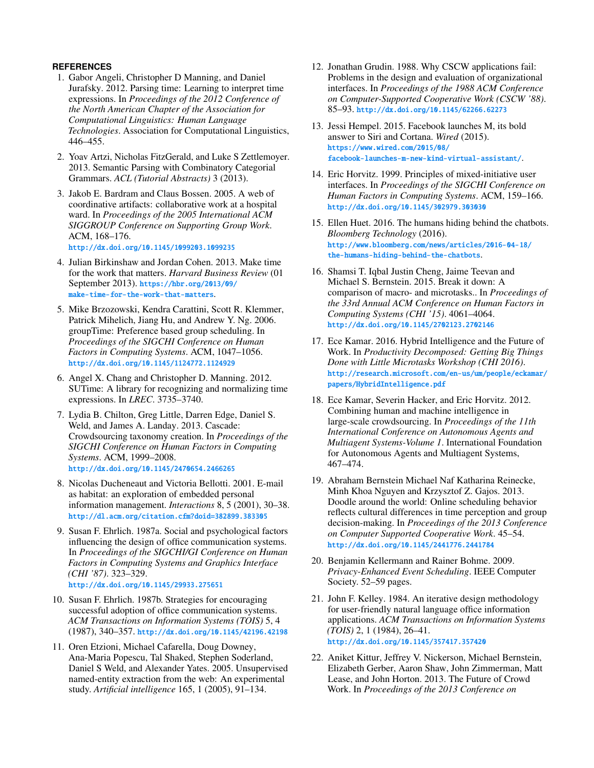## REFERENCES

1. Gabor Angeli, Christopher D Manning, and Daniel Jurafsky. 2012. Parsing time: Learning to interpret time expressions. In *Proceedings of the 2012 Conference of the North American Chapter of the Association for Computational Linguistics: Human Language Technologies*. Association for Computational Linguistics, 446–455.

2. Yoav Artzi, Nicholas FitzGerald, and Luke S Zettlemoyer. 2013. Semantic Parsing with Combinatory Categorial Grammars. *ACL (Tutorial Abstracts)* 3 (2013).

3. Jakob E. Bardram and Claus Bossen. 2005. A web of coordinative artifacts: collaborative work at a hospital ward. In *Proceedings of the 2005 International ACM SIGGROUP Conference on Supporting Group Work*. ACM, 168–176. http://dx.doi.org/10.1145/1099203.1099235

4. Julian Birkinshaw and Jordan Cohen. 2013. Make time for the work that matters. *Harvard Business Review* (01 September 2013). https://hbr.org/2013/09/make-time-for-the-work-that-matters.

5. Mike Brzozowski, Kendra Carattini, Scott R. Klemmer, Patrick Mihelich, Jiang Hu, and Andrew Y. Ng. 2006. groupTime: Preference based group scheduling. In *Proceedings of the SIGCHI Conference on Human Factors in Computing Systems*. ACM, 1047–1056. http://dx.doi.org/10.1145/1124772.1124929

6. Angel X. Chang and Christopher D. Manning. 2012. SUTime: A library for recognizing and normalizing time expressions. In *LREC*. 3735–3740.

7. Lydia B. Chilton, Greg Little, Darren Edge, Daniel S. Weld, and James A. Landay. 2013. Cascade: Crowdsourcing taxonomy creation. In *Proceedings of the SIGCHI Conference on Human Factors in Computing Systems*. ACM, 1999–2008. http://dx.doi.org/10.1145/2470654.2466265

8. Nicolas Ducheneaut and Victoria Bellotti. 2001. E-mail as habitat: an exploration of embedded personal information management. *Interactions* 8, 5 (2001), 30–38. http://dl.acm.org/citation.cfm?doid=382899.383305

9. Susan F. Ehrlich. 1987a. Social and psychological factors influencing the design of office communication systems. In *Proceedings of the SIGCHI/GI Conference on Human Factors in Computing Systems and Graphics Interface (CHI '87)*. 323–329. http://dx.doi.org/10.1145/29933.275651

10. Susan F. Ehrlich. 1987b. Strategies for encouraging successful adoption of office communication systems. *ACM Transactions on Information Systems (TOIS)* 5, 4 (1987), 340–357. http://dx.doi.org/10.1145/42196.42198

11. Oren Etzioni, Michael Cafarella, Doug Downey, Ana-Maria Popescu, Tal Shaked, Stephen Soderland, Daniel S Weld, and Alexander Yates. 2005. Unsupervised named-entity extraction from the web: An experimental study. *Artificial intelligence* 165, 1 (2005), 91–134.

12. Jonathan Grudin. 1988. Why CSCW applications fail: Problems in the design and evaluation of organizational interfaces. In *Proceedings of the 1988 ACM Conference on Computer-Supported Cooperative Work (CSCW '88)*. 85–93. http://dx.doi.org/10.1145/62266.62273

13. Jessi Hempel. 2015. Facebook launches M, its bold answer to Siri and Cortana. *Wired* (2015). https://www.wired.com/2015/08/facebook-launches-m-new-kind-virtual-assistant/.

14. Eric Horvitz. 1999. Principles of mixed-initiative user interfaces. In *Proceedings of the SIGCHI Conference on Human Factors in Computing Systems*. ACM, 159–166. http://dx.doi.org/10.1145/302979.303030

15. Ellen Huet. 2016. The humans hiding behind the chatbots. *Bloomberg Technology* (2016). http://www.bloomberg.com/news/articles/2016-04-18/the-humans-hiding-behind-the-chatbots.

16. Shamsi T. Iqbal Justin Cheng, Jaime Teevan and Michael S. Bernstein. 2015. Break it down: A comparison of macro- and microtasks.. In *Proceedings of the 33rd Annual ACM Conference on Human Factors in Computing Systems (CHI '15)*. 4061–4064. http://dx.doi.org/10.1145/2702123.2702146

17. Ece Kamar. 2016. Hybrid Intelligence and the Future of Work. In *Productivity Decomposed: Getting Big Things Done with Little Microtasks Workshop (CHI 2016)*. http://research.microsoft.com/en-us/um/people/eckamar/papers/HybridIntelligence.pdf

18. Ece Kamar, Severin Hacker, and Eric Horvitz. 2012. Combining human and machine intelligence in large-scale crowdsourcing. In *Proceedings of the 11th International Conference on Autonomous Agents and Multiagent Systems-Volume 1*. International Foundation for Autonomous Agents and Multiagent Systems, 467–474.

19. Abraham Bernstein Michael Naf Katharina Reinecke, Minh Khoa Nguyen and Krzysztof Z. Gajos. 2013. Doodle around the world: Online scheduling behavior reflects cultural differences in time perception and group decision-making. In *Proceedings of the 2013 Conference on Computer Supported Cooperative Work*. 45–54. http://dx.doi.org/10.1145/2441776.2441784

20. Benjamin Kellermann and Rainer Bohme. 2009. *Privacy-Enhanced Event Scheduling*. IEEE Computer Society. 52–59 pages.

21. John F. Kelley. 1984. An iterative design methodology for user-friendly natural language office information applications. *ACM Transactions on Information Systems (TOIS)* 2, 1 (1984), 26–41. http://dx.doi.org/10.1145/357417.357420

22. Aniket Kittur, Jeffrey V. Nickerson, Michael Bernstein, Elizabeth Gerber, Aaron Shaw, John Zimmerman, Matt Lease, and John Horton. 2013. The Future of Crowd Work. In *Proceedings of the 2013 Conference on*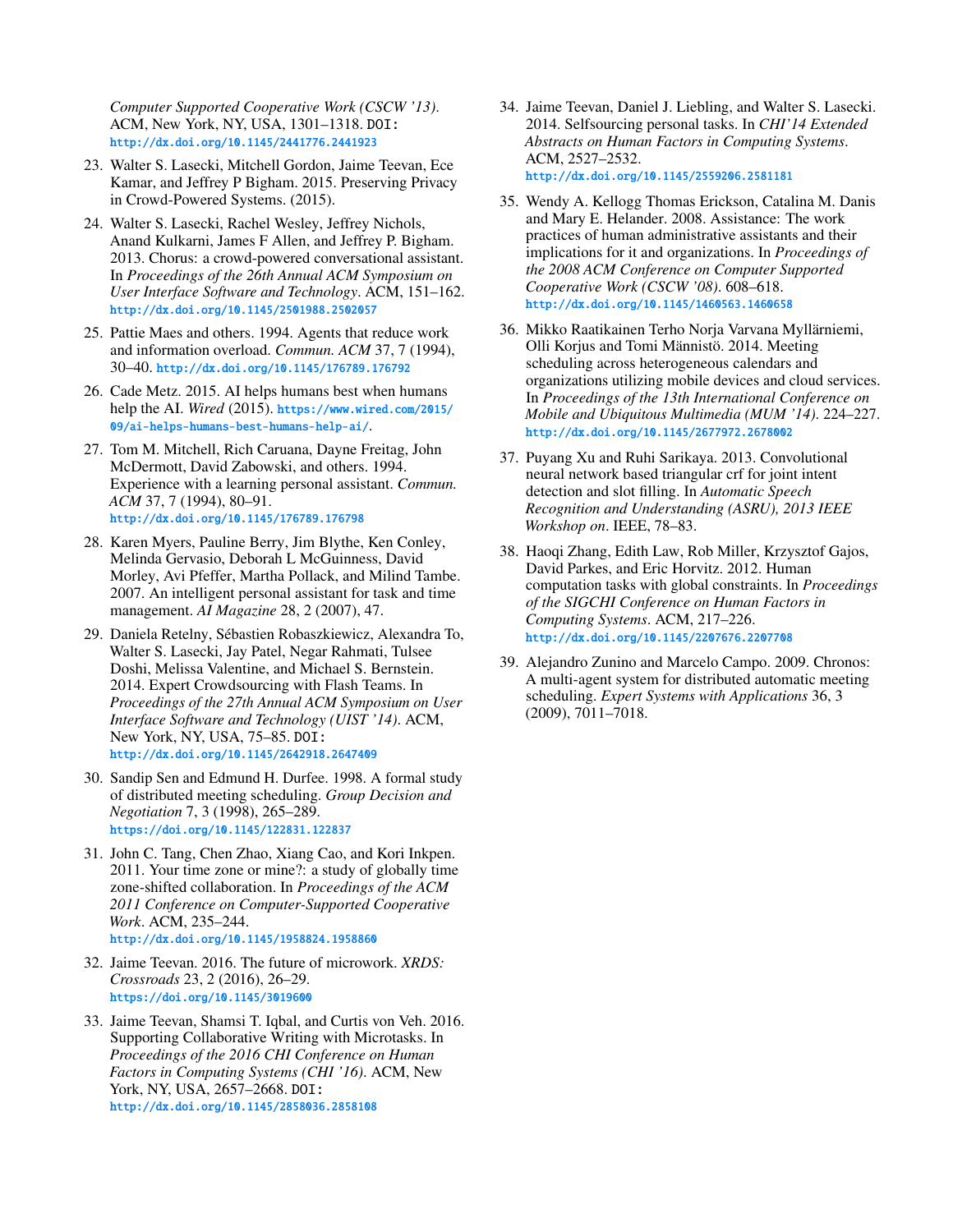*Computer Supported Cooperative Work (CSCW '13)*. ACM, New York, NY, USA, 1301–1318. DOI: http://dx.doi.org/10.1145/2441776.2441923

23. Walter S. Lasecki, Mitchell Gordon, Jaime Teevan, Ece Kamar, and Jeffrey P Bigham. 2015. Preserving Privacy in Crowd-Powered Systems. (2015).

24. Walter S. Lasecki, Rachel Wesley, Jeffrey Nichols, Anand Kulkarni, James F Allen, and Jeffrey P. Bigham. 2013. Chorus: a crowd-powered conversational assistant. In *Proceedings of the 26th Annual ACM Symposium on User Interface Software and Technology*. ACM, 151–162. http://dx.doi.org/10.1145/2501988.2502057

25. Pattie Maes and others. 1994. Agents that reduce work and information overload. *Commun. ACM* 37, 7 (1994), 30–40. http://dx.doi.org/10.1145/176789.176792

26. Cade Metz. 2015. AI helps humans best when humans help the AI. *Wired* (2015). https://www.wired.com/2015/09/ai-helps-humans-best-humans-help-ai/.

27. Tom M. Mitchell, Rich Caruana, Dayne Freitag, John McDermott, David Zabowski, and others. 1994. Experience with a learning personal assistant. *Commun. ACM* 37, 7 (1994), 80–91. http://dx.doi.org/10.1145/176789.176798

28. Karen Myers, Pauline Berry, Jim Blythe, Ken Conley, Melinda Gervasio, Deborah L McGuinness, David Morley, Avi Pfeffer, Martha Pollack, and Milind Tambe. 2007. An intelligent personal assistant for task and time management. *AI Magazine* 28, 2 (2007), 47.

29. Daniela Retelny, Sébastien Robaszkiewicz, Alexandra To, Walter S. Lasecki, Jay Patel, Negar Rahmati, Tulsee Doshi, Melissa Valentine, and Michael S. Bernstein. 2014. Expert Crowdsourcing with Flash Teams. In *Proceedings of the 27th Annual ACM Symposium on User Interface Software and Technology (UIST '14)*. ACM, New York, NY, USA, 75–85. DOI: http://dx.doi.org/10.1145/2642918.2647409

30. Sandip Sen and Edmund H. Durfee. 1998. A formal study of distributed meeting scheduling. *Group Decision and Negotiation* 7, 3 (1998), 265–289. https://doi.org/10.1145/122831.122837

31. John C. Tang, Chen Zhao, Xiang Cao, and Kori Inkpen. 2011. Your time zone or mine?: a study of globally time zone-shifted collaboration. In *Proceedings of the ACM 2011 Conference on Computer-Supported Cooperative Work*. ACM, 235–244. http://dx.doi.org/10.1145/1958824.1958860

32. Jaime Teevan. 2016. The future of microwork. *XRDS: Crossroads* 23, 2 (2016), 26–29. https://doi.org/10.1145/3019600

33. Jaime Teevan, Shamsi T. Iqbal, and Curtis von Veh. 2016. Supporting Collaborative Writing with Microtasks. In *Proceedings of the 2016 CHI Conference on Human Factors in Computing Systems (CHI '16)*. ACM, New York, NY, USA, 2657–2668. DOI: http://dx.doi.org/10.1145/2858036.2858108

34. Jaime Teevan, Daniel J. Liebling, and Walter S. Lasecki. 2014. Selfsourcing personal tasks. In *CHI'14 Extended Abstracts on Human Factors in Computing Systems*. ACM, 2527–2532. http://dx.doi.org/10.1145/2559206.2581181

35. Wendy A. Kellogg Thomas Erickson, Catalina M. Danis and Mary E. Helander. 2008. Assistance: The work practices of human administrative assistants and their implications for it and organizations. In *Proceedings of the 2008 ACM Conference on Computer Supported Cooperative Work (CSCW '08)*. 608–618. http://dx.doi.org/10.1145/1460563.1460658

36. Mikko Raatikainen Terho Norja Varvana Myllärniemi, Olli Korjus and Tomi Männistö. 2014. Meeting scheduling across heterogeneous calendars and organizations utilizing mobile devices and cloud services. In *Proceedings of the 13th International Conference on Mobile and Ubiquitous Multimedia (MUM '14)*. 224–227. http://dx.doi.org/10.1145/2677972.2678002

37. Puyang Xu and Ruhi Sarikaya. 2013. Convolutional neural network based triangular crf for joint intent detection and slot filling. In *Automatic Speech Recognition and Understanding (ASRU), 2013 IEEE Workshop on*. IEEE, 78–83.

38. Haoqi Zhang, Edith Law, Rob Miller, Krzysztof Gajos, David Parkes, and Eric Horvitz. 2012. Human computation tasks with global constraints. In *Proceedings of the SIGCHI Conference on Human Factors in Computing Systems*. ACM, 217–226. http://dx.doi.org/10.1145/2207676.2207708

39. Alejandro Zunino and Marcelo Campo. 2009. Chronos: A multi-agent system for distributed automatic meeting scheduling. *Expert Systems with Applications* 36, 3 (2009), 7011–7018.